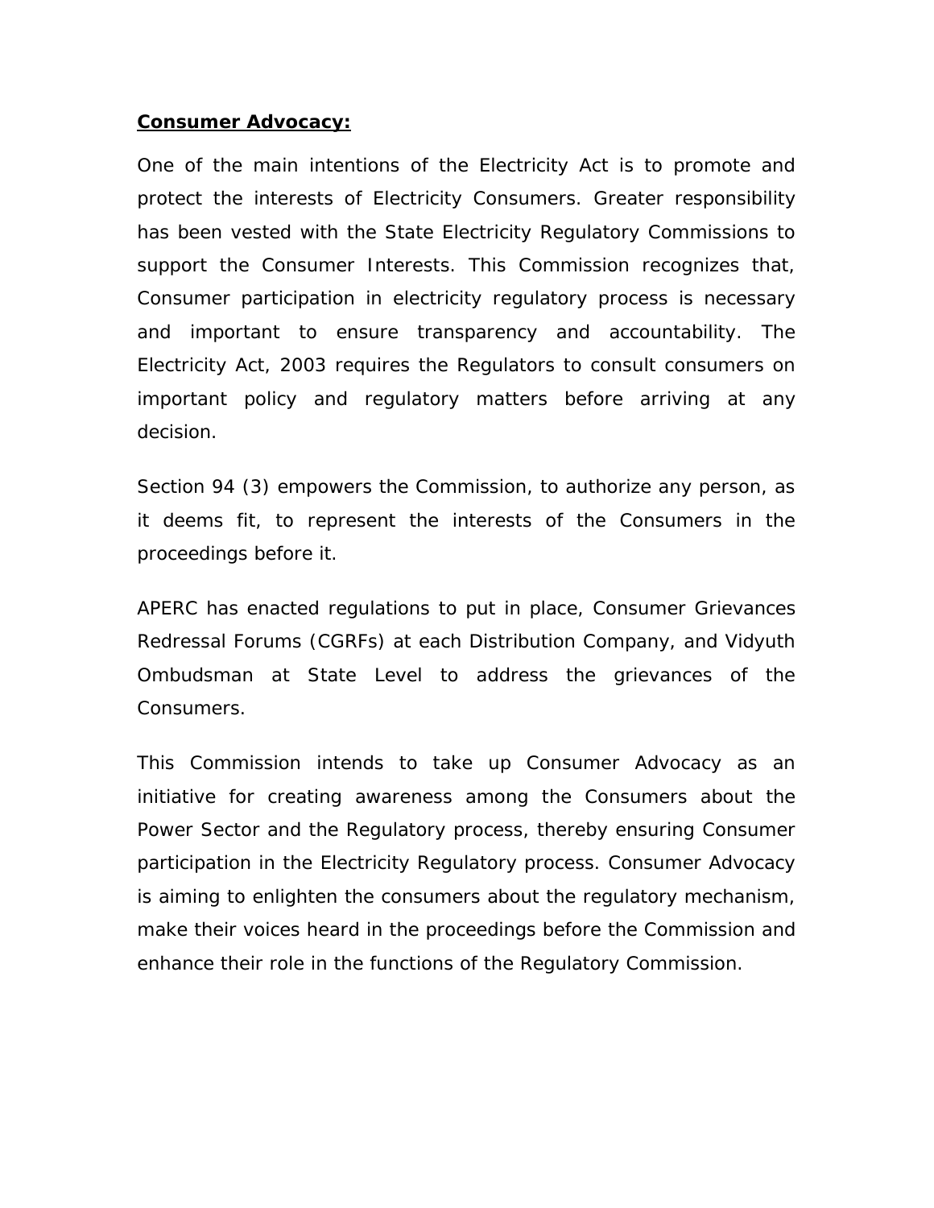**Consumer Advocacy:**

One of the main intentions of the Electricity Act is to promote and protect the interests of Electricity Consumers. Greater responsibility has been vested with the State Electricity Regulatory Commissions to support the Consumer Interests. This Commission recognizes that, Consumer participation in electricity regulatory process is necessary and important to ensure transparency and accountability. The Electricity Act, 2003 requires the Regulators to consult consumers on important policy and regulatory matters before arriving at any decision.

Section 94 (3) empowers the Commission, to authorize any person, as it deems fit, to represent the interests of the Consumers in the proceedings before it.

APERC has enacted regulations to put in place, Consumer Grievances Redressal Forums (CGRFs) at each Distribution Company, and Vidyuth Ombudsman at State Level to address the grievances of the Consumers.

This Commission intends to take up Consumer Advocacy as an initiative for creating awareness among the Consumers about the Power Sector and the Regulatory process, thereby ensuring Consumer participation in the Electricity Regulatory process. Consumer Advocacy is aiming to enlighten the consumers about the regulatory mechanism, make their voices heard in the proceedings before the Commission and enhance their role in the functions of the Regulatory Commission.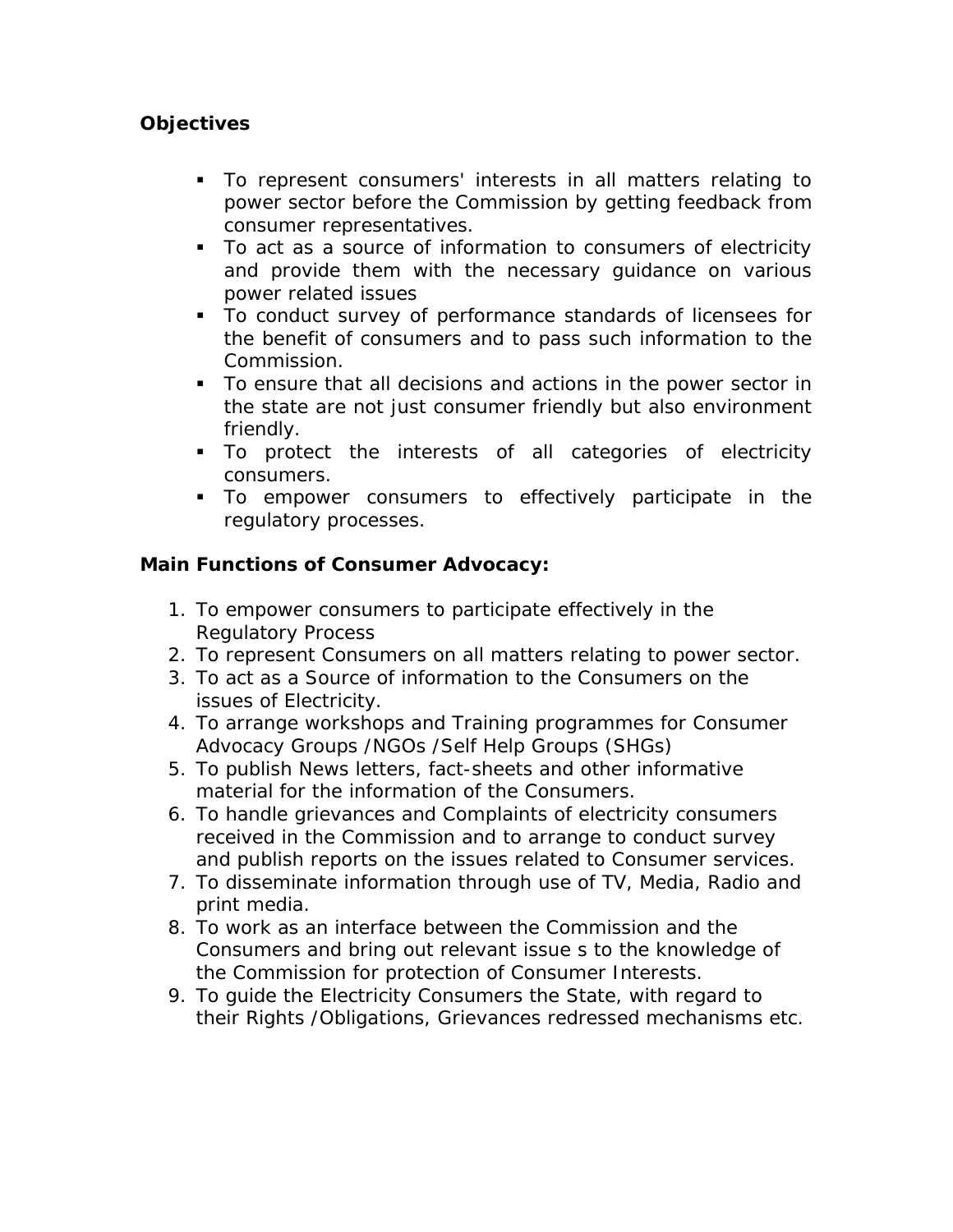**Objectives**

- To represent consumers' interests in all matters relating to power sector before the Commission by getting feedback from consumer representatives.
- To act as a source of information to consumers of electricity and provide them with the necessary guidance on various power related issues
- To conduct survey of performance standards of licensees for the benefit of consumers and to pass such information to the Commission.
- To ensure that all decisions and actions in the power sector in the state are not just consumer friendly but also environment friendly.
- To protect the interests of all categories of electricity consumers.
- To empower consumers to effectively participate in the regulatory processes.

**Main Functions of Consumer Advocacy:**

1. To empower consumers to participate effectively in the Regulatory Process
2. To represent Consumers on all matters relating to power sector.
3. To act as a Source of information to the Consumers on the issues of Electricity.
4. To arrange workshops and Training programmes for Consumer Advocacy Groups /NGOs /Self Help Groups (SHGs)
5. To publish News letters, fact-sheets and other informative material for the information of the Consumers.
6. To handle grievances and Complaints of electricity consumers received in the Commission and to arrange to conduct survey and publish reports on the issues related to Consumer services.
7. To disseminate information through use of TV, Media, Radio and print media.
8. To work as an interface between the Commission and the Consumers and bring out relevant issue s to the knowledge of the Commission for protection of Consumer Interests.
9. To guide the Electricity Consumers the State, with regard to their Rights /Obligations, Grievances redressed mechanisms etc.